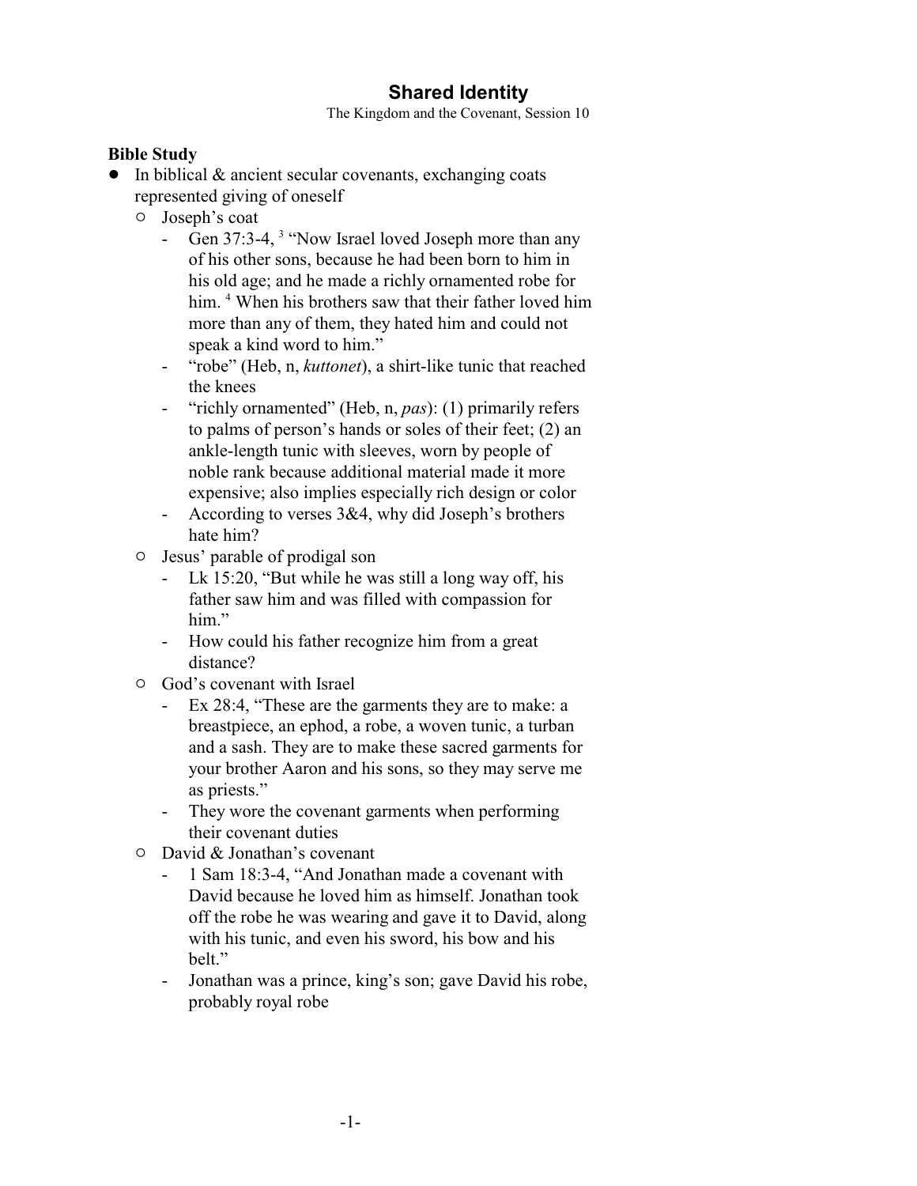# Shared Identity

The Kingdom and the Covenant, Session 10

**Bible Study**

- In biblical & ancient secular covenants, exchanging coats represented giving of oneself
  - Joseph's coat
    - Gen 37:3-4, [3] "Now Israel loved Joseph more than any of his other sons, because he had been born to him in his old age; and he made a richly ornamented robe for him. [4] When his brothers saw that their father loved him more than any of them, they hated him and could not speak a kind word to him."
    - "robe" (Heb, n, *kuttonet*), a shirt-like tunic that reached the knees
    - "richly ornamented" (Heb, n, *pas*): (1) primarily refers to palms of person's hands or soles of their feet; (2) an ankle-length tunic with sleeves, worn by people of noble rank because additional material made it more expensive; also implies especially rich design or color
    - According to verses 3&4, why did Joseph's brothers hate him?
  - Jesus' parable of prodigal son
    - Lk 15:20, "But while he was still a long way off, his father saw him and was filled with compassion for him."
    - How could his father recognize him from a great distance?
  - God's covenant with Israel
    - Ex 28:4, "These are the garments they are to make: a breastpiece, an ephod, a robe, a woven tunic, a turban and a sash. They are to make these sacred garments for your brother Aaron and his sons, so they may serve me as priests."
    - They wore the covenant garments when performing their covenant duties
  - David & Jonathan's covenant
    - 1 Sam 18:3-4, "And Jonathan made a covenant with David because he loved him as himself. Jonathan took off the robe he was wearing and gave it to David, along with his tunic, and even his sword, his bow and his belt."
    - Jonathan was a prince, king's son; gave David his robe, probably royal robe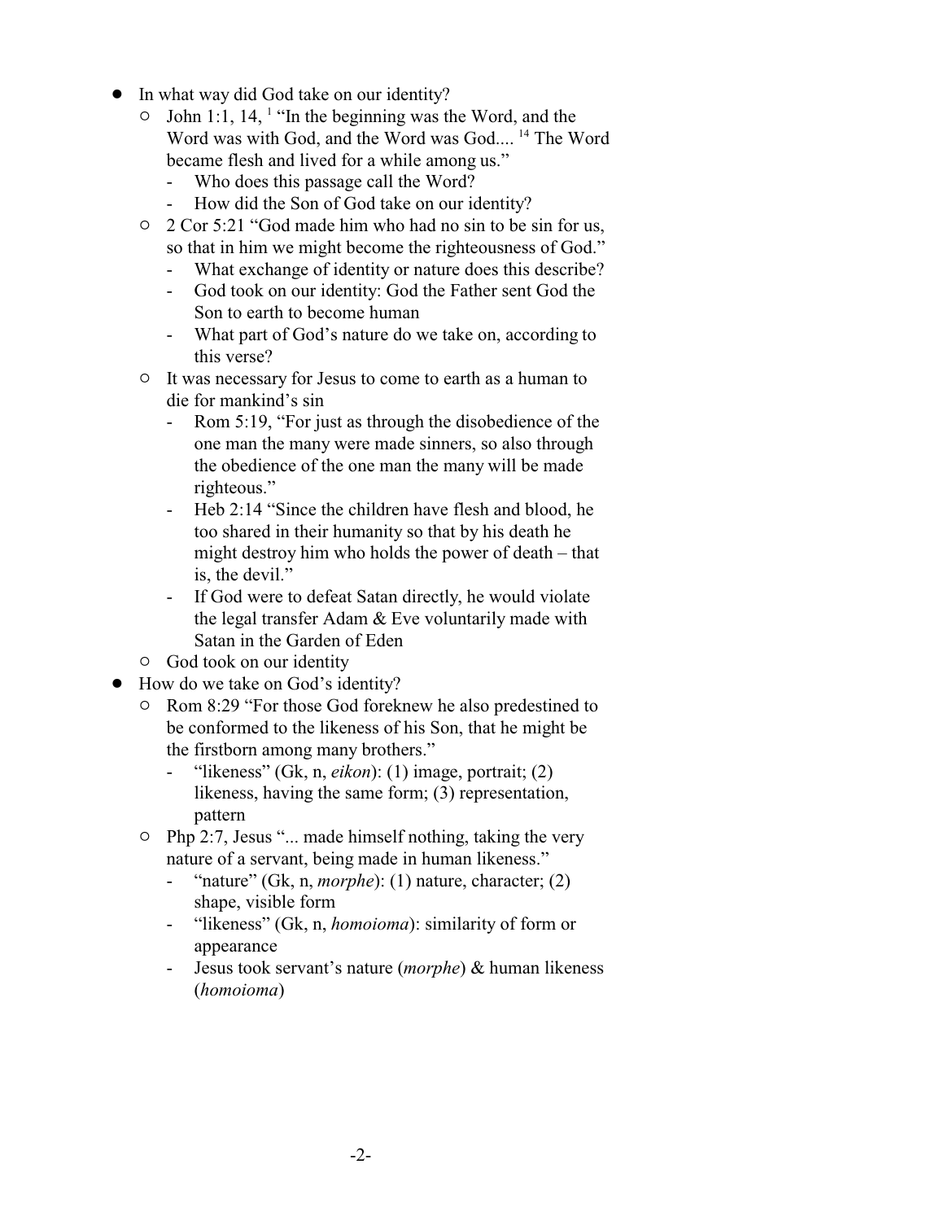- In what way did God take on our identity?
  - John 1:1, 14, [1] "In the beginning was the Word, and the Word was with God, and the Word was God.... [14] The Word became flesh and lived for a while among us."
    - Who does this passage call the Word?
    - How did the Son of God take on our identity?
  - 2 Cor 5:21 "God made him who had no sin to be sin for us, so that in him we might become the righteousness of God."
    - What exchange of identity or nature does this describe?
    - God took on our identity: God the Father sent God the Son to earth to become human
    - What part of God's nature do we take on, according to this verse?
  - It was necessary for Jesus to come to earth as a human to die for mankind's sin
    - Rom 5:19, "For just as through the disobedience of the one man the many were made sinners, so also through the obedience of the one man the many will be made righteous."
    - Heb 2:14 "Since the children have flesh and blood, he too shared in their humanity so that by his death he might destroy him who holds the power of death – that is, the devil."
    - If God were to defeat Satan directly, he would violate the legal transfer Adam & Eve voluntarily made with Satan in the Garden of Eden
  - God took on our identity
- How do we take on God's identity?
  - Rom 8:29 "For those God foreknew he also predestined to be conformed to the likeness of his Son, that he might be the firstborn among many brothers."
    - "likeness" (Gk, n, *eikon*): (1) image, portrait; (2) likeness, having the same form; (3) representation, pattern
  - Php 2:7, Jesus "... made himself nothing, taking the very nature of a servant, being made in human likeness."
    - "nature" (Gk, n, *morphe*): (1) nature, character; (2) shape, visible form
    - "likeness" (Gk, n, *homoioma*): similarity of form or appearance
    - Jesus took servant's nature (*morphe*) & human likeness (*homoioma*)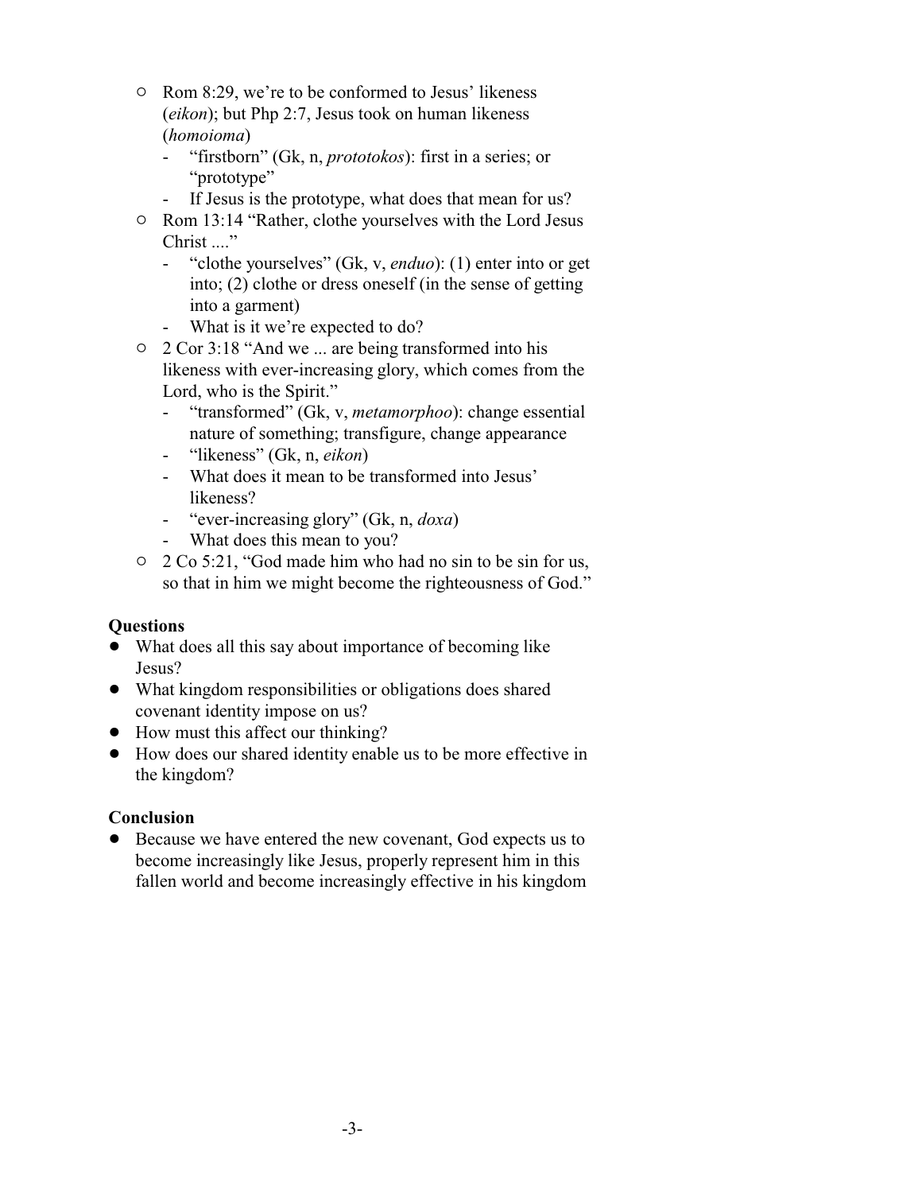- Rom 8:29, we're to be conformed to Jesus' likeness (*eikon*); but Php 2:7, Jesus took on human likeness (*homoioma*)
  - "firstborn" (Gk, n, *prototokos*): first in a series; or "prototype"
  - If Jesus is the prototype, what does that mean for us?
- Rom 13:14 "Rather, clothe yourselves with the Lord Jesus Christ ...."
  - "clothe yourselves" (Gk, v, *enduo*): (1) enter into or get into; (2) clothe or dress oneself (in the sense of getting into a garment)
  - What is it we're expected to do?
- 2 Cor 3:18 "And we ... are being transformed into his likeness with ever-increasing glory, which comes from the Lord, who is the Spirit."
  - "transformed" (Gk, v, *metamorphoo*): change essential nature of something; transfigure, change appearance
  - "likeness" (Gk, n, *eikon*)
  - What does it mean to be transformed into Jesus' likeness?
  - "ever-increasing glory" (Gk, n, *doxa*)
  - What does this mean to you?
- 2 Co 5:21, "God made him who had no sin to be sin for us, so that in him we might become the righteousness of God."

**Questions**

- What does all this say about importance of becoming like Jesus?
- What kingdom responsibilities or obligations does shared covenant identity impose on us?
- How must this affect our thinking?
- How does our shared identity enable us to be more effective in the kingdom?

**Conclusion**

- Because we have entered the new covenant, God expects us to become increasingly like Jesus, properly represent him in this fallen world and become increasingly effective in his kingdom